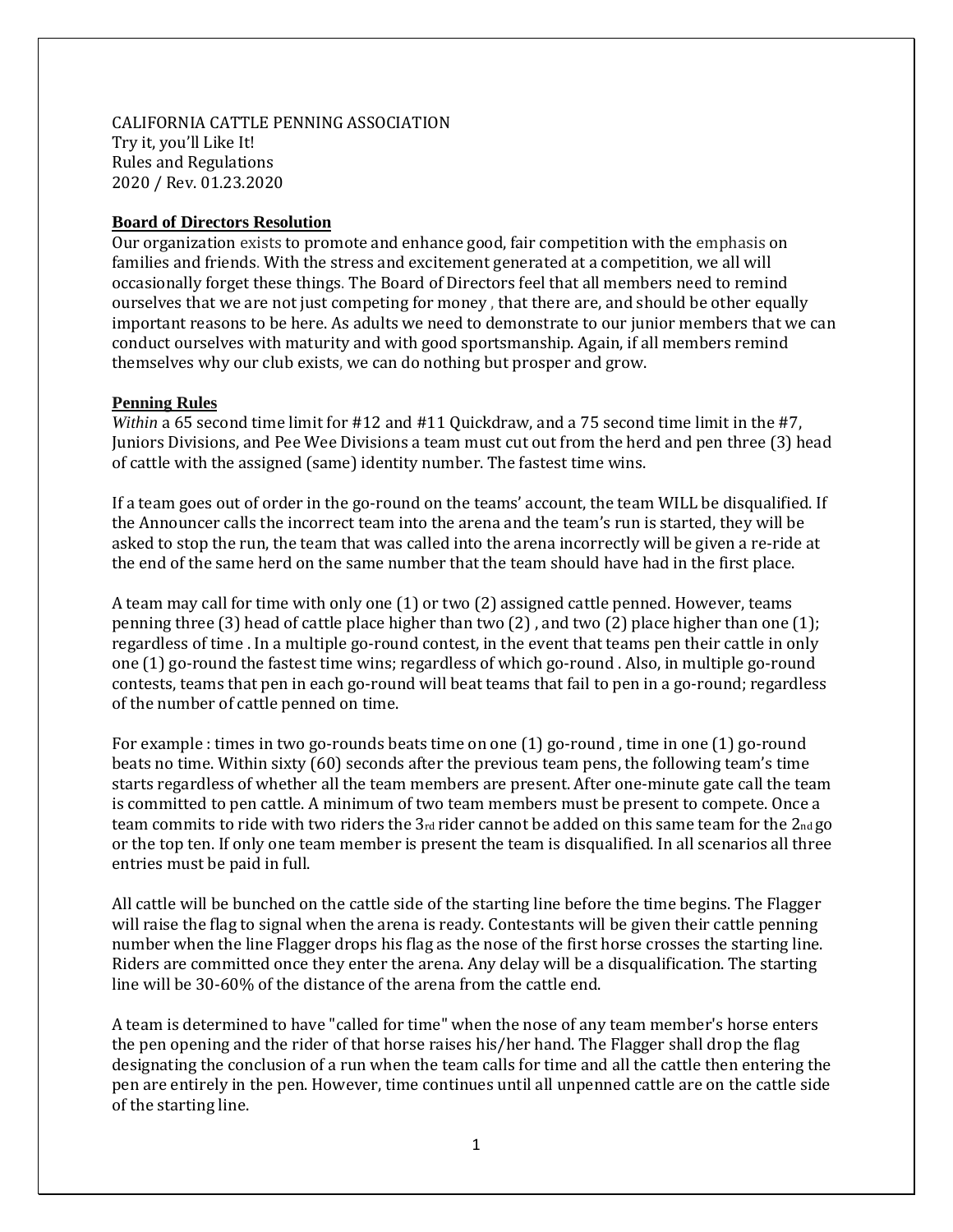CALIFORNIA CATTLE PENNING ASSOCIATION
Try it, you'll Like It!
Rules and Regulations
2020 / Rev. 01.23.2020

## Board of Directors Resolution

Our organization exists to promote and enhance good, fair competition with the emphasis on families and friends. With the stress and excitement generated at a competition, we all will occasionally forget these things. The Board of Directors feel that all members need to remind ourselves that we are not just competing for money , that there are, and should be other equally important reasons to be here. As adults we need to demonstrate to our junior members that we can conduct ourselves with maturity and with good sportsmanship. Again, if all members remind themselves why our club exists, we can do nothing but prosper and grow.

## Penning Rules

*Within* a 65 second time limit for #12 and #11 Quickdraw, and a 75 second time limit in the #7, Juniors Divisions, and Pee Wee Divisions a team must cut out from the herd and pen three (3) head of cattle with the assigned (same) identity number. The fastest time wins.

If a team goes out of order in the go-round on the teams' account, the team WILL be disqualified. If the Announcer calls the incorrect team into the arena and the team's run is started, they will be asked to stop the run, the team that was called into the arena incorrectly will be given a re-ride at the end of the same herd on the same number that the team should have had in the first place.

A team may call for time with only one (1) or two (2) assigned cattle penned. However, teams penning three (3) head of cattle place higher than two (2) , and two (2) place higher than one (1); regardless of time . In a multiple go-round contest, in the event that teams pen their cattle in only one (1) go-round the fastest time wins; regardless of which go-round . Also, in multiple go-round contests, teams that pen in each go-round will beat teams that fail to pen in a go-round; regardless of the number of cattle penned on time.

For example : times in two go-rounds beats time on one (1) go-round , time in one (1) go-round beats no time. Within sixty (60) seconds after the previous team pens, the following team's time starts regardless of whether all the team members are present. After one-minute gate call the team is committed to pen cattle. A minimum of two team members must be present to compete. Once a team commits to ride with two riders the 3rd rider cannot be added on this same team for the 2nd go or the top ten. If only one team member is present the team is disqualified. In all scenarios all three entries must be paid in full.

All cattle will be bunched on the cattle side of the starting line before the time begins. The Flagger will raise the flag to signal when the arena is ready. Contestants will be given their cattle penning number when the line Flagger drops his flag as the nose of the first horse crosses the starting line. Riders are committed once they enter the arena. Any delay will be a disqualification. The starting line will be 30-60% of the distance of the arena from the cattle end.

A team is determined to have "called for time" when the nose of any team member's horse enters the pen opening and the rider of that horse raises his/her hand. The Flagger shall drop the flag designating the conclusion of a run when the team calls for time and all the cattle then entering the pen are entirely in the pen. However, time continues until all unpenned cattle are on the cattle side of the starting line.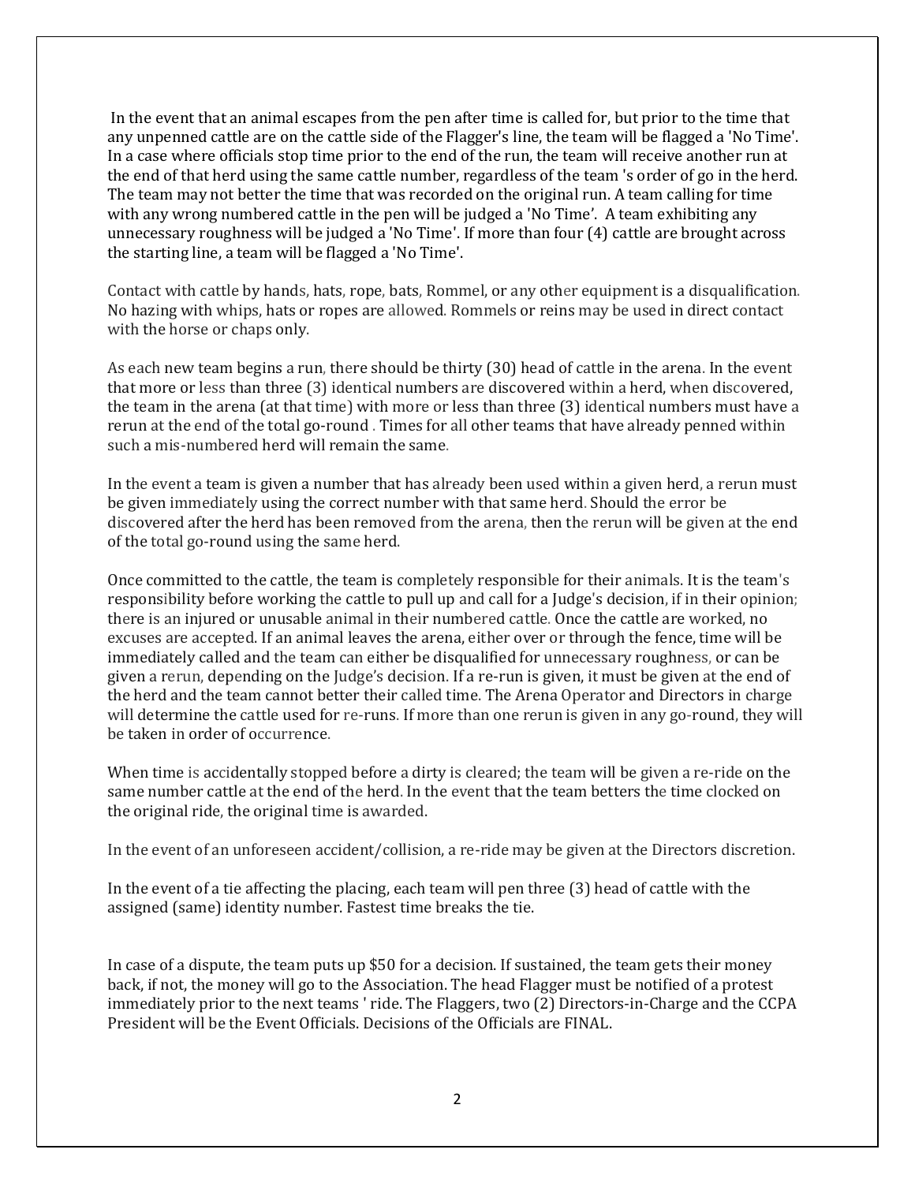In the event that an animal escapes from the pen after time is called for, but prior to the time that any unpenned cattle are on the cattle side of the Flagger's line, the team will be flagged a 'No Time'. In a case where officials stop time prior to the end of the run, the team will receive another run at the end of that herd using the same cattle number, regardless of the team 's order of go in the herd. The team may not better the time that was recorded on the original run. A team calling for time with any wrong numbered cattle in the pen will be judged a 'No Time'. A team exhibiting any unnecessary roughness will be judged a 'No Time'. If more than four (4) cattle are brought across the starting line, a team will be flagged a 'No Time'.

Contact with cattle by hands, hats, rope, bats, Rommel, or any other equipment is a disqualification. No hazing with whips, hats or ropes are allowed. Rommels or reins may be used in direct contact with the horse or chaps only.

As each new team begins a run, there should be thirty (30) head of cattle in the arena. In the event that more or less than three (3) identical numbers are discovered within a herd, when discovered, the team in the arena (at that time) with more or less than three (3) identical numbers must have a rerun at the end of the total go-round . Times for all other teams that have already penned within such a mis-numbered herd will remain the same.

In the event a team is given a number that has already been used within a given herd, a rerun must be given immediately using the correct number with that same herd. Should the error be discovered after the herd has been removed from the arena, then the rerun will be given at the end of the total go-round using the same herd.

Once committed to the cattle, the team is completely responsible for their animals. It is the team's responsibility before working the cattle to pull up and call for a Judge's decision, if in their opinion; there is an injured or unusable animal in their numbered cattle. Once the cattle are worked, no excuses are accepted. If an animal leaves the arena, either over or through the fence, time will be immediately called and the team can either be disqualified for unnecessary roughness, or can be given a rerun, depending on the Judge's decision. If a re-run is given, it must be given at the end of the herd and the team cannot better their called time. The Arena Operator and Directors in charge will determine the cattle used for re-runs. If more than one rerun is given in any go-round, they will be taken in order of occurrence.

When time is accidentally stopped before a dirty is cleared; the team will be given a re-ride on the same number cattle at the end of the herd. In the event that the team betters the time clocked on the original ride, the original time is awarded.

In the event of an unforeseen accident/collision, a re-ride may be given at the Directors discretion.

In the event of a tie affecting the placing, each team will pen three (3) head of cattle with the assigned (same) identity number. Fastest time breaks the tie.

In case of a dispute, the team puts up $50 for a decision. If sustained, the team gets their money back, if not, the money will go to the Association. The head Flagger must be notified of a protest immediately prior to the next teams ' ride. The Flaggers, two (2) Directors-in-Charge and the CCPA President will be the Event Officials. Decisions of the Officials are FINAL.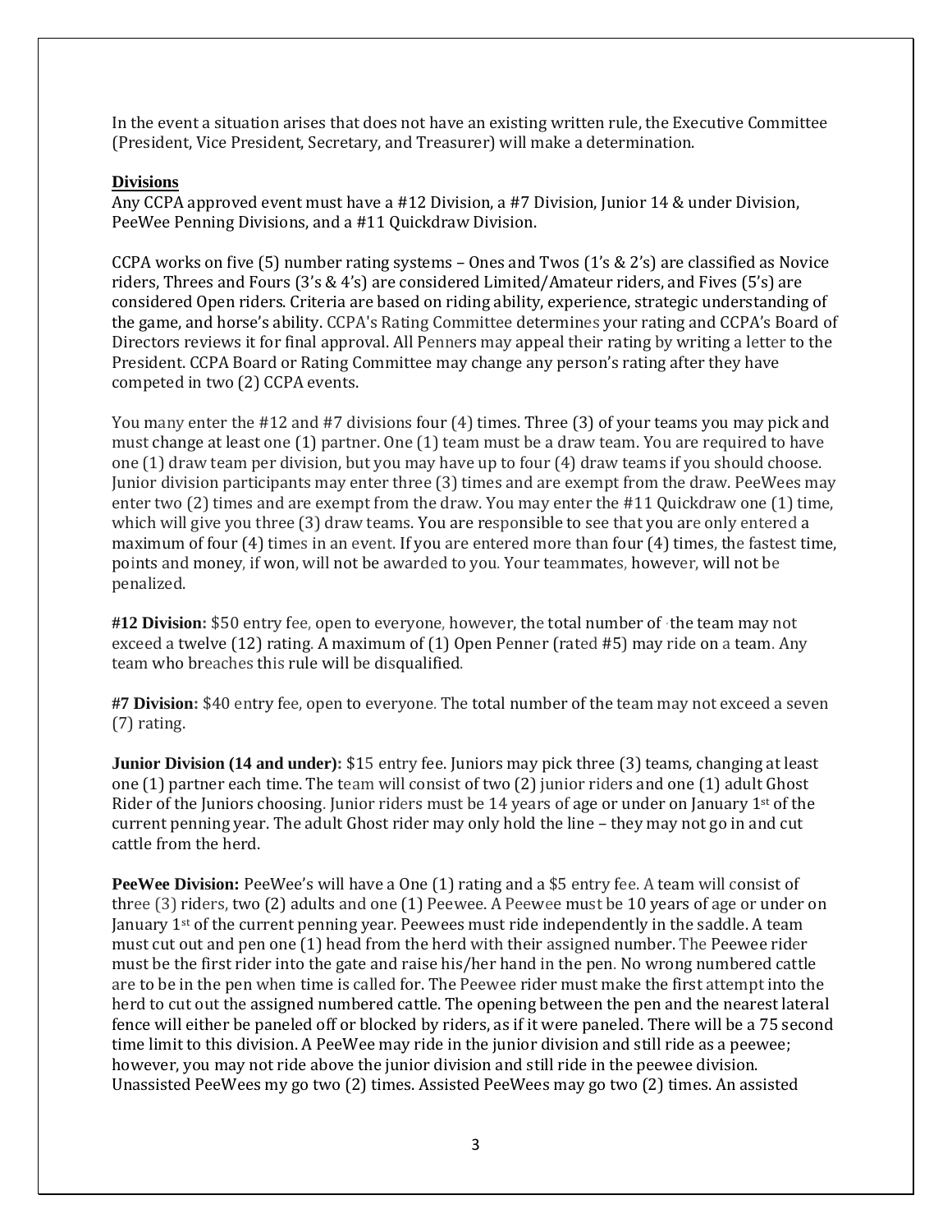In the event a situation arises that does not have an existing written rule, the Executive Committee (President, Vice President, Secretary, and Treasurer) will make a determination.

## Divisions

Any CCPA approved event must have a #12 Division, a #7 Division, Junior 14 & under Division, PeeWee Penning Divisions, and a #11 Quickdraw Division.

CCPA works on five (5) number rating systems – Ones and Twos (1's & 2's) are classified as Novice riders, Threes and Fours (3's & 4's) are considered Limited/Amateur riders, and Fives (5's) are considered Open riders. Criteria are based on riding ability, experience, strategic understanding of the game, and horse's ability. CCPA's Rating Committee determines your rating and CCPA's Board of Directors reviews it for final approval. All Penners may appeal their rating by writing a letter to the President. CCPA Board or Rating Committee may change any person's rating after they have competed in two (2) CCPA events.

You many enter the #12 and #7 divisions four (4) times. Three (3) of your teams you may pick and must change at least one (1) partner. One (1) team must be a draw team. You are required to have one (1) draw team per division, but you may have up to four (4) draw teams if you should choose. Junior division participants may enter three (3) times and are exempt from the draw. PeeWees may enter two (2) times and are exempt from the draw. You may enter the #11 Quickdraw one (1) time, which will give you three (3) draw teams. You are responsible to see that you are only entered a maximum of four (4) times in an event. If you are entered more than four (4) times, the fastest time, points and money, if won, will not be awarded to you. Your teammates, however, will not be penalized.

**#12 Division:** $50 entry fee, open to everyone, however, the total number of the team may not exceed a twelve (12) rating. A maximum of (1) Open Penner (rated #5) may ride on a team. Any team who breaches this rule will be disqualified.

**#7 Division:** $40 entry fee, open to everyone. The total number of the team may not exceed a seven (7) rating.

**Junior Division (14 and under):** $15 entry fee. Juniors may pick three (3) teams, changing at least one (1) partner each time. The team will consist of two (2) junior riders and one (1) adult Ghost Rider of the Juniors choosing. Junior riders must be 14 years of age or under on January 1st of the current penning year. The adult Ghost rider may only hold the line – they may not go in and cut cattle from the herd.

**PeeWee Division:** PeeWee's will have a One (1) rating and a $5 entry fee. A team will consist of three (3) riders, two (2) adults and one (1) Peewee. A Peewee must be 10 years of age or under on January 1st of the current penning year. Peewees must ride independently in the saddle. A team must cut out and pen one (1) head from the herd with their assigned number. The Peewee rider must be the first rider into the gate and raise his/her hand in the pen. No wrong numbered cattle are to be in the pen when time is called for. The Peewee rider must make the first attempt into the herd to cut out the assigned numbered cattle. The opening between the pen and the nearest lateral fence will either be paneled off or blocked by riders, as if it were paneled. There will be a 75 second time limit to this division. A PeeWee may ride in the junior division and still ride as a peewee; however, you may not ride above the junior division and still ride in the peewee division. Unassisted PeeWees my go two (2) times. Assisted PeeWees may go two (2) times. An assisted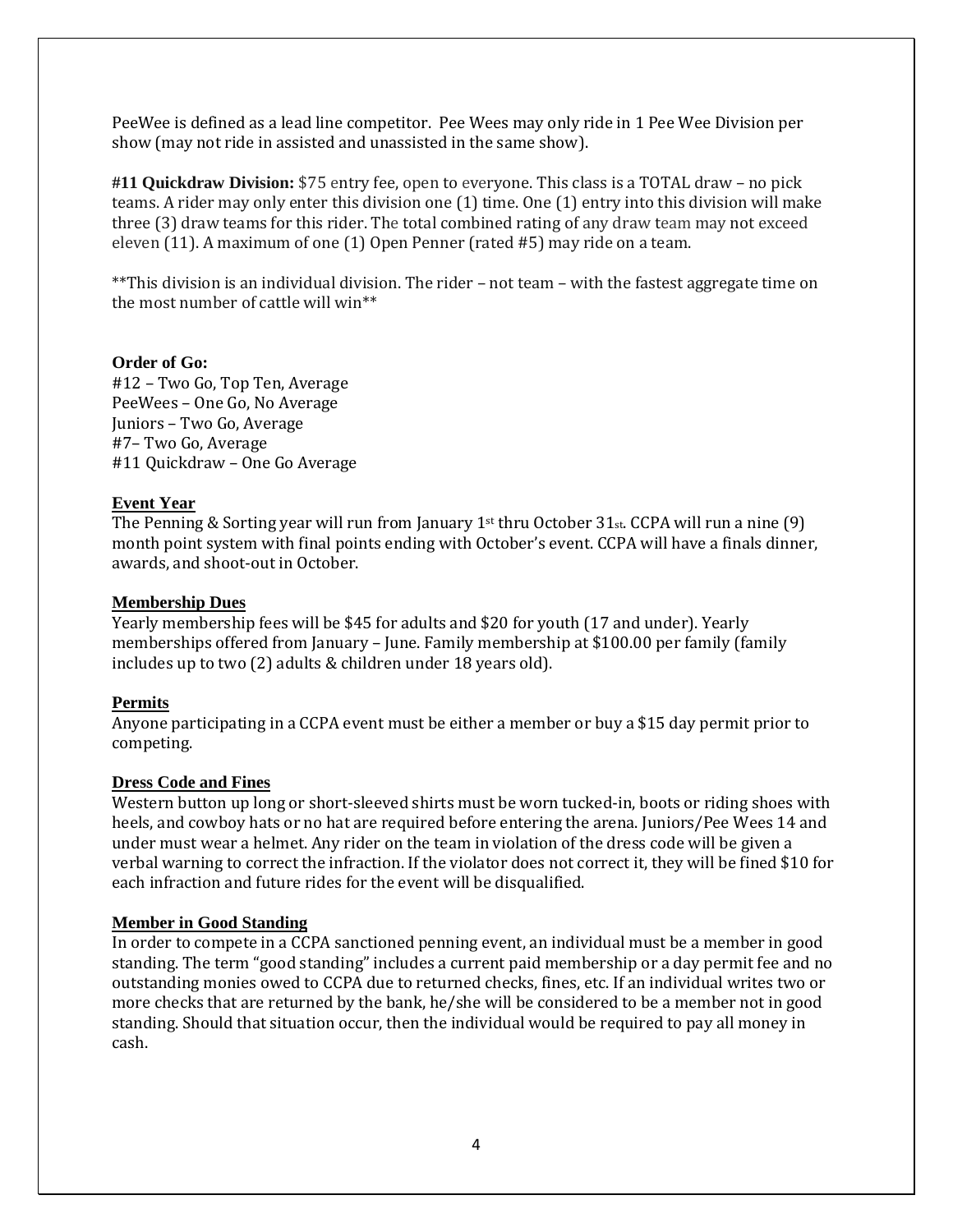PeeWee is defined as a lead line competitor. Pee Wees may only ride in 1 Pee Wee Division per show (may not ride in assisted and unassisted in the same show).

**#11 Quickdraw Division:** $75 entry fee, open to everyone. This class is a TOTAL draw – no pick teams. A rider may only enter this division one (1) time. One (1) entry into this division will make three (3) draw teams for this rider. The total combined rating of any draw team may not exceed eleven (11). A maximum of one (1) Open Penner (rated #5) may ride on a team.

**This division is an individual division. The rider – not team – with the fastest aggregate time on the most number of cattle will win**

**Order of Go:**
#12 – Two Go, Top Ten, Average
PeeWees – One Go, No Average
Juniors – Two Go, Average
#7– Two Go, Average
#11 Quickdraw – One Go Average

## Event Year

The Penning & Sorting year will run from January 1st thru October 31st. CCPA will run a nine (9) month point system with final points ending with October's event. CCPA will have a finals dinner, awards, and shoot-out in October.

## Membership Dues

Yearly membership fees will be $45 for adults and $20 for youth (17 and under). Yearly memberships offered from January – June. Family membership at $100.00 per family (family includes up to two (2) adults & children under 18 years old).

## Permits

Anyone participating in a CCPA event must be either a member or buy a $15 day permit prior to competing.

## Dress Code and Fines

Western button up long or short-sleeved shirts must be worn tucked-in, boots or riding shoes with heels, and cowboy hats or no hat are required before entering the arena. Juniors/Pee Wees 14 and under must wear a helmet. Any rider on the team in violation of the dress code will be given a verbal warning to correct the infraction. If the violator does not correct it, they will be fined $10 for each infraction and future rides for the event will be disqualified.

## Member in Good Standing

In order to compete in a CCPA sanctioned penning event, an individual must be a member in good standing. The term "good standing" includes a current paid membership or a day permit fee and no outstanding monies owed to CCPA due to returned checks, fines, etc. If an individual writes two or more checks that are returned by the bank, he/she will be considered to be a member not in good standing. Should that situation occur, then the individual would be required to pay all money in cash.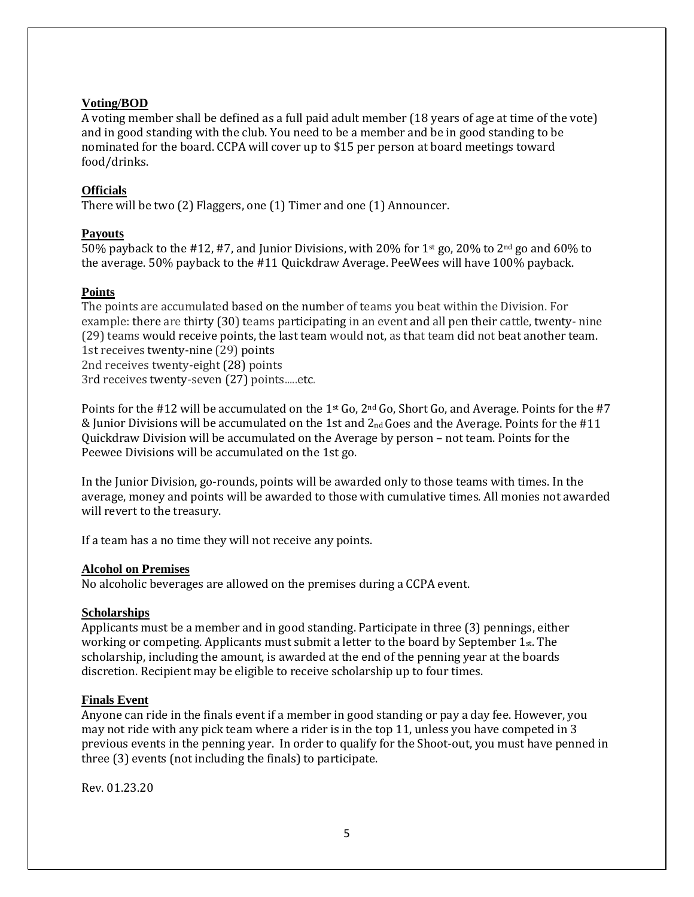**Voting/BOD**

A voting member shall be defined as a full paid adult member (18 years of age at time of the vote) and in good standing with the club. You need to be a member and be in good standing to be nominated for the board. CCPA will cover up to $15 per person at board meetings toward food/drinks.

**Officials**

There will be two (2) Flaggers, one (1) Timer and one (1) Announcer.

**Payouts**

50% payback to the #12, #7, and Junior Divisions, with 20% for 1st go, 20% to 2nd go and 60% to the average. 50% payback to the #11 Quickdraw Average. PeeWees will have 100% payback.

**Points**

The points are accumulated based on the number of teams you beat within the Division. For example: there are thirty (30) teams participating in an event and all pen their cattle, twenty- nine (29) teams would receive points, the last team would not, as that team did not beat another team.
1st receives twenty-nine (29) points
2nd receives twenty-eight (28) points
3rd receives twenty-seven (27) points.....etc.

Points for the #12 will be accumulated on the 1st Go, 2nd Go, Short Go, and Average. Points for the #7 & Junior Divisions will be accumulated on the 1st and 2nd Goes and the Average. Points for the #11 Quickdraw Division will be accumulated on the Average by person – not team. Points for the Peewee Divisions will be accumulated on the 1st go.

In the Junior Division, go-rounds, points will be awarded only to those teams with times. In the average, money and points will be awarded to those with cumulative times. All monies not awarded will revert to the treasury.

If a team has a no time they will not receive any points.

**Alcohol on Premises**

No alcoholic beverages are allowed on the premises during a CCPA event.

**Scholarships**

Applicants must be a member and in good standing. Participate in three (3) pennings, either working or competing. Applicants must submit a letter to the board by September 1st. The scholarship, including the amount, is awarded at the end of the penning year at the boards discretion. Recipient may be eligible to receive scholarship up to four times.

**Finals Event**

Anyone can ride in the finals event if a member in good standing or pay a day fee. However, you may not ride with any pick team where a rider is in the top 11, unless you have competed in 3 previous events in the penning year. In order to qualify for the Shoot-out, you must have penned in three (3) events (not including the finals) to participate.

Rev. 01.23.20